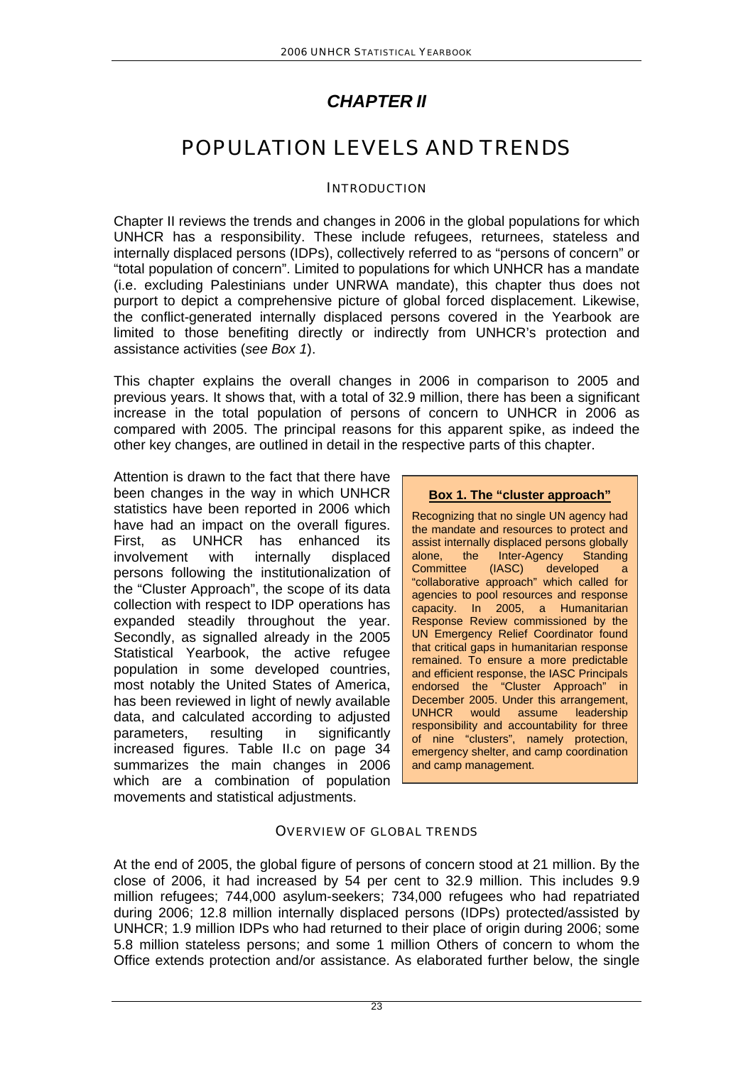# *CHAPTER II*

# POPULATION LEVELS AND TRENDS

## INTRODUCTION

Chapter II reviews the trends and changes in 2006 in the global populations for which UNHCR has a responsibility. These include refugees, returnees, stateless and internally displaced persons (IDPs), collectively referred to as "persons of concern" or "total population of concern". Limited to populations for which UNHCR has a mandate (i.e. excluding Palestinians under UNRWA mandate), this chapter thus does not purport to depict a comprehensive picture of global forced displacement. Likewise, the conflict-generated internally displaced persons covered in the Yearbook are limited to those benefiting directly or indirectly from UNHCR's protection and assistance activities (*see Box 1*).

This chapter explains the overall changes in 2006 in comparison to 2005 and previous years. It shows that, with a total of 32.9 million, there has been a significant increase in the total population of persons of concern to UNHCR in 2006 as compared with 2005. The principal reasons for this apparent spike, as indeed the other key changes, are outlined in detail in the respective parts of this chapter.

Attention is drawn to the fact that there have been changes in the way in which UNHCR statistics have been reported in 2006 which have had an impact on the overall figures. First, as UNHCR has enhanced its involvement with internally displaced persons following the institutionalization of the "Cluster Approach", the scope of its data collection with respect to IDP operations has expanded steadily throughout the year. Secondly, as signalled already in the 2005 Statistical Yearbook, the active refugee population in some developed countries, most notably the United States of America, has been reviewed in light of newly available data, and calculated according to adjusted parameters, resulting in significantly increased figures. Table II.c on page 34 summarizes the main changes in 2006 which are a combination of population movements and statistical adjustments.

> **Box 1. The "cluster approach"**
>
> Recognizing that no single UN agency had the mandate and resources to protect and assist internally displaced persons globally alone, the Inter-Agency Standing Committee (IASC) developed a "collaborative approach" which called for agencies to pool resources and response capacity. In 2005, a Humanitarian Response Review commissioned by the UN Emergency Relief Coordinator found that critical gaps in humanitarian response remained. To ensure a more predictable and efficient response, the IASC Principals endorsed the "Cluster Approach" in December 2005. Under this arrangement, UNHCR would assume leadership responsibility and accountability for three of nine "clusters", namely protection, emergency shelter, and camp coordination and camp management.

## OVERVIEW OF GLOBAL TRENDS

At the end of 2005, the global figure of persons of concern stood at 21 million. By the close of 2006, it had increased by 54 per cent to 32.9 million. This includes 9.9 million refugees; 744,000 asylum-seekers; 734,000 refugees who had repatriated during 2006; 12.8 million internally displaced persons (IDPs) protected/assisted by UNHCR; 1.9 million IDPs who had returned to their place of origin during 2006; some 5.8 million stateless persons; and some 1 million Others of concern to whom the Office extends protection and/or assistance. As elaborated further below, the single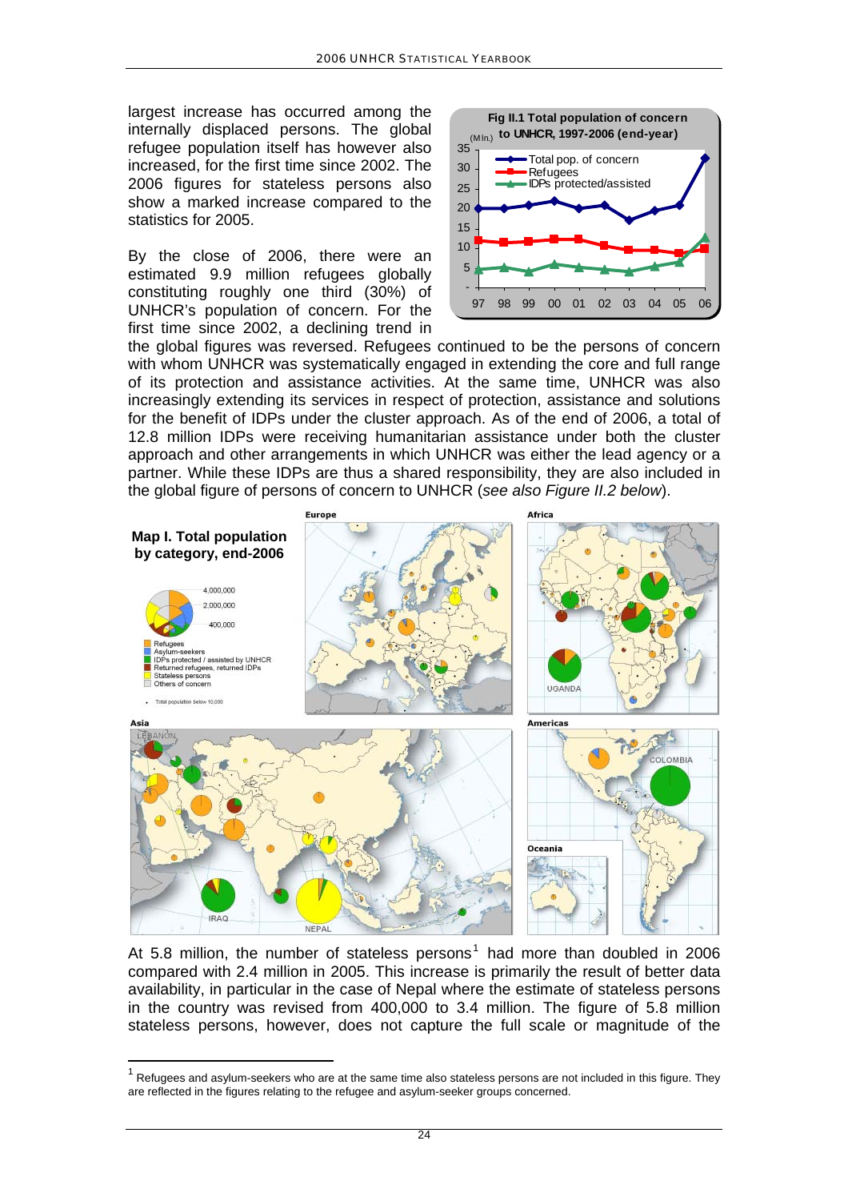largest increase has occurred among the internally displaced persons. The global refugee population itself has however also increased, for the first time since 2002. The 2006 figures for stateless persons also show a marked increase compared to the statistics for 2005.

By the close of 2006, there were an estimated 9.9 million refugees globally constituting roughly one third (30%) of UNHCR's population of concern. For the first time since 2002, a declining trend in the global figures was reversed. Refugees continued to be the persons of concern with whom UNHCR was systematically engaged in extending the core and full range of its protection and assistance activities. At the same time, UNHCR was also increasingly extending its services in respect of protection, assistance and solutions for the benefit of IDPs under the cluster approach. As of the end of 2006, a total of 12.8 million IDPs were receiving humanitarian assistance under both the cluster approach and other arrangements in which UNHCR was either the lead agency or a partner. While these IDPs are thus a shared responsibility, they are also included in the global figure of persons of concern to UNHCR (*see also Figure II.2 below*).

**Fig II.1 Total population of concern to UNHCR, 1997-2006 (end-year)**

**Map I. Total population by category, end-2006**

At 5.8 million, the number of stateless persons[1] had more than doubled in 2006 compared with 2.4 million in 2005. This increase is primarily the result of better data availability, in particular in the case of Nepal where the estimate of stateless persons in the country was revised from 400,000 to 3.4 million. The figure of 5.8 million stateless persons, however, does not capture the full scale or magnitude of the

[1] Refugees and asylum-seekers who are at the same time also stateless persons are not included in this figure. They are reflected in the figures relating to the refugee and asylum-seeker groups concerned.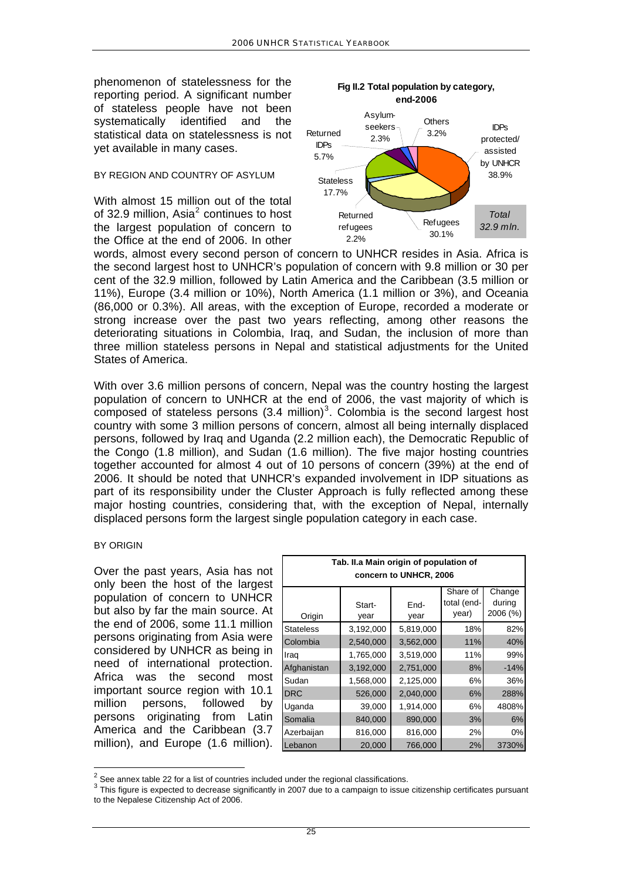phenomenon of statelessness for the reporting period. A significant number of stateless people have not been systematically identified and the statistical data on statelessness is not yet available in many cases.

BY REGION AND COUNTRY OF ASYLUM

With almost 15 million out of the total of 32.9 million, Asia[2] continues to host the largest population of concern to the Office at the end of 2006. In other words, almost every second person of concern to UNHCR resides in Asia. Africa is the second largest host to UNHCR's population of concern with 9.8 million or 30 per cent of the 32.9 million, followed by Latin America and the Caribbean (3.5 million or 11%), Europe (3.4 million or 10%), North America (1.1 million or 3%), and Oceania (86,000 or 0.3%). All areas, with the exception of Europe, recorded a moderate or strong increase over the past two years reflecting, among other reasons the deteriorating situations in Colombia, Iraq, and Sudan, the inclusion of more than three million stateless persons in Nepal and statistical adjustments for the United States of America.

**Fig II.2 Total population by category, end-2006**

| Category | Share |
|---|---|
| IDPs protected/ assisted by UNHCR | 38.9% |
| Refugees | 30.1% |
| Returned refugees | 2.2% |
| Stateless | 17.7% |
| Returned IDPs | 5.7% |
| Asylum-seekers | 2.3% |
| Others | 3.2% |

*Total 32.9 mln.*

With over 3.6 million persons of concern, Nepal was the country hosting the largest population of concern to UNHCR at the end of 2006, the vast majority of which is composed of stateless persons (3.4 million)[3]. Colombia is the second largest host country with some 3 million persons of concern, almost all being internally displaced persons, followed by Iraq and Uganda (2.2 million each), the Democratic Republic of the Congo (1.8 million), and Sudan (1.6 million). The five major hosting countries together accounted for almost 4 out of 10 persons of concern (39%) at the end of 2006. It should be noted that UNHCR's expanded involvement in IDP situations as part of its responsibility under the Cluster Approach is fully reflected among these major hosting countries, considering that, with the exception of Nepal, internally displaced persons form the largest single population category in each case.

BY ORIGIN

Over the past years, Asia has not only been the host of the largest population of concern to UNHCR but also by far the main source. At the end of 2006, some 11.1 million persons originating from Asia were considered by UNHCR as being in need of international protection. Africa was the second most important source region with 10.1 million persons, followed by persons originating from Latin America and the Caribbean (3.7 million), and Europe (1.6 million).

**Tab. II.a Main origin of population of concern to UNHCR, 2006**

| Origin | Start-year | End-year | Share of total (end-year) | Change during 2006 (%) |
|---|---|---|---|---|
| Stateless | 3,192,000 | 5,819,000 | 18% | 82% |
| Colombia | 2,540,000 | 3,562,000 | 11% | 40% |
| Iraq | 1,765,000 | 3,519,000 | 11% | 99% |
| Afghanistan | 3,192,000 | 2,751,000 | 8% | -14% |
| Sudan | 1,568,000 | 2,125,000 | 6% | 36% |
| DRC | 526,000 | 2,040,000 | 6% | 288% |
| Uganda | 39,000 | 1,914,000 | 6% | 4808% |
| Somalia | 840,000 | 890,000 | 3% | 6% |
| Azerbaijan | 816,000 | 816,000 | 2% | 0% |
| Lebanon | 20,000 | 766,000 | 2% | 3730% |

[2] See annex table 22 for a list of countries included under the regional classifications.

[3] This figure is expected to decrease significantly in 2007 due to a campaign to issue citizenship certificates pursuant to the Nepalese Citizenship Act of 2006.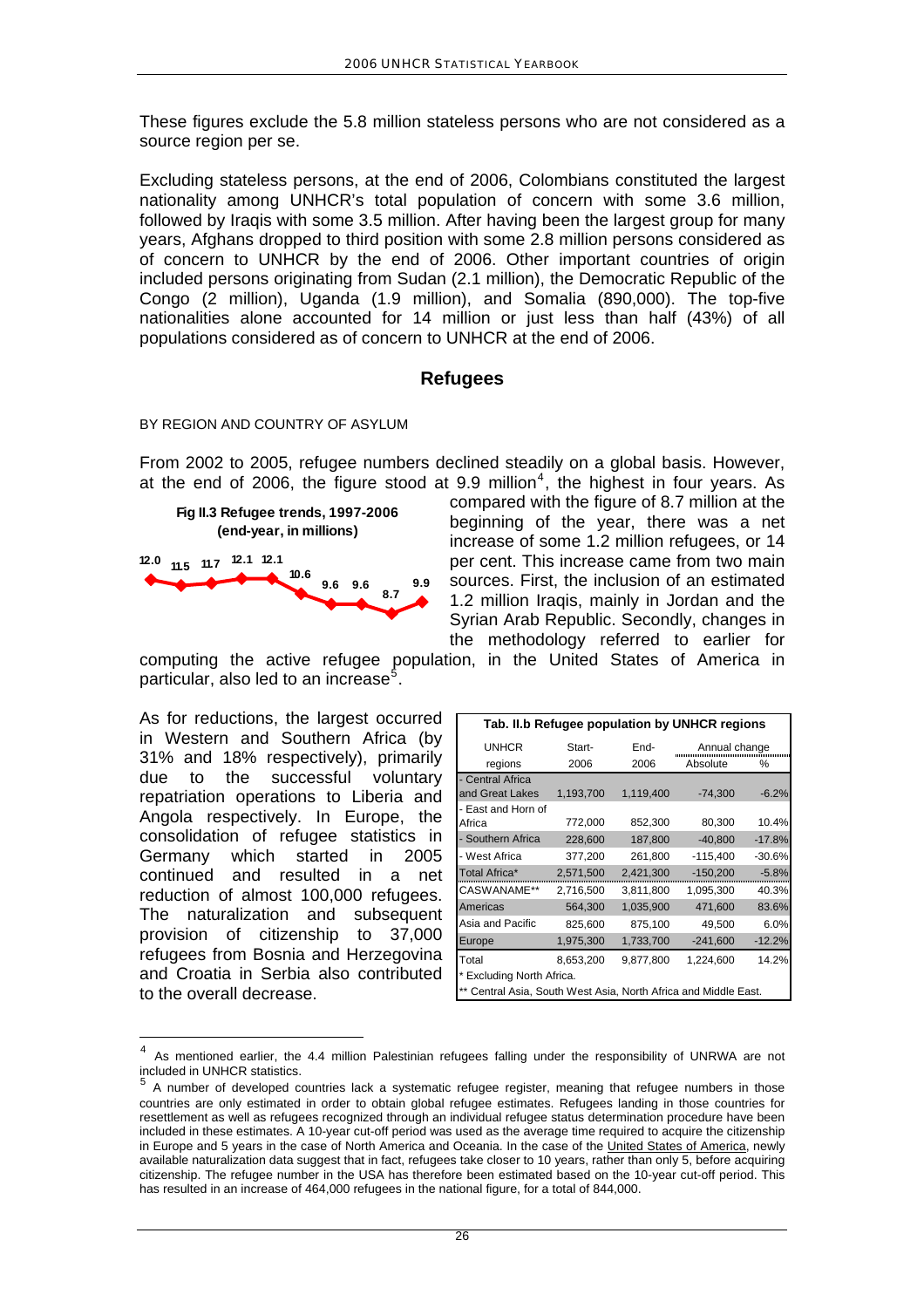These figures exclude the 5.8 million stateless persons who are not considered as a source region per se.

Excluding stateless persons, at the end of 2006, Colombians constituted the largest nationality among UNHCR's total population of concern with some 3.6 million, followed by Iraqis with some 3.5 million. After having been the largest group for many years, Afghans dropped to third position with some 2.8 million persons considered as of concern to UNHCR by the end of 2006. Other important countries of origin included persons originating from Sudan (2.1 million), the Democratic Republic of the Congo (2 million), Uganda (1.9 million), and Somalia (890,000). The top-five nationalities alone accounted for 14 million or just less than half (43%) of all populations considered as of concern to UNHCR at the end of 2006.

## Refugees

### BY REGION AND COUNTRY OF ASYLUM

From 2002 to 2005, refugee numbers declined steadily on a global basis. However, at the end of 2006, the figure stood at 9.9 million[4], the highest in four years. As compared with the figure of 8.7 million at the beginning of the year, there was a net increase of some 1.2 million refugees, or 14 per cent. This increase came from two main sources. First, the inclusion of an estimated 1.2 million Iraqis, mainly in Jordan and the Syrian Arab Republic. Secondly, changes in the methodology referred to earlier for computing the active refugee population, in the United States of America in particular, also led to an increase[5].

**Fig II.3 Refugee trends, 1997-2006 (end-year, in millions)**

12.0 11.5 11.7 12.1 12.1 10.6 9.6 9.6 8.7 9.9

As for reductions, the largest occurred in Western and Southern Africa (by 31% and 18% respectively), primarily due to the successful voluntary repatriation operations to Liberia and Angola respectively. In Europe, the consolidation of refugee statistics in Germany which started in 2005 continued and resulted in a net reduction of almost 100,000 refugees. The naturalization and subsequent provision of citizenship to 37,000 refugees from Bosnia and Herzegovina and Croatia in Serbia also contributed to the overall decrease.

**Tab. II.b Refugee population by UNHCR regions**

| UNHCR regions | Start-2006 | End-2006 | Annual change Absolute | % |
|---|---|---|---|---|
| - Central Africa and Great Lakes | 1,193,700 | 1,119,400 | -74,300 | -6.2% |
| - East and Horn of Africa | 772,000 | 852,300 | 80,300 | 10.4% |
| - Southern Africa | 228,600 | 187,800 | -40,800 | -17.8% |
| - West Africa | 377,200 | 261,800 | -115,400 | -30.6% |
| Total Africa* | 2,571,500 | 2,421,300 | -150,200 | -5.8% |
| CASWANAME** | 2,716,500 | 3,811,800 | 1,095,300 | 40.3% |
| Americas | 564,300 | 1,035,900 | 471,600 | 83.6% |
| Asia and Pacific | 825,600 | 875,100 | 49,500 | 6.0% |
| Europe | 1,975,300 | 1,733,700 | -241,600 | -12.2% |
| Total | 8,653,200 | 9,877,800 | 1,224,600 | 14.2% |

\* Excluding North Africa.
** Central Asia, South West Asia, North Africa and Middle East.

---

[4] As mentioned earlier, the 4.4 million Palestinian refugees falling under the responsibility of UNRWA are not included in UNHCR statistics.

[5] A number of developed countries lack a systematic refugee register, meaning that refugee numbers in those countries are only estimated in order to obtain global refugee estimates. Refugees landing in those countries for resettlement as well as refugees recognized through an individual refugee status determination procedure have been included in these estimates. A 10-year cut-off period was used as the average time required to acquire the citizenship in Europe and 5 years in the case of North America and Oceania. In the case of the United States of America, newly available naturalization data suggest that in fact, refugees take closer to 10 years, rather than only 5, before acquiring citizenship. The refugee number in the USA has therefore been estimated based on the 10-year cut-off period. This has resulted in an increase of 464,000 refugees in the national figure, for a total of 844,000.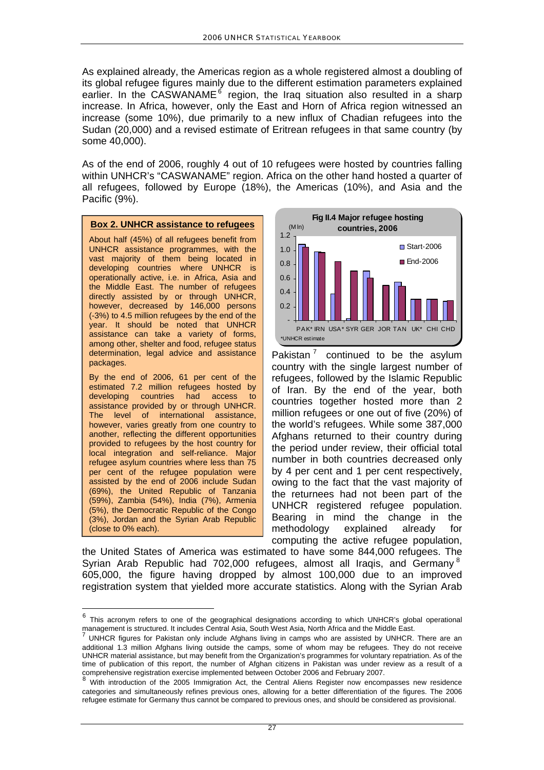As explained already, the Americas region as a whole registered almost a doubling of its global refugee figures mainly due to the different estimation parameters explained earlier. In the CASWANAME[6] region, the Iraq situation also resulted in a sharp increase. In Africa, however, only the East and Horn of Africa region witnessed an increase (some 10%), due primarily to a new influx of Chadian refugees into the Sudan (20,000) and a revised estimate of Eritrean refugees in that same country (by some 40,000).

As of the end of 2006, roughly 4 out of 10 refugees were hosted by countries falling within UNHCR's "CASWANAME" region. Africa on the other hand hosted a quarter of all refugees, followed by Europe (18%), the Americas (10%), and Asia and the Pacific (9%).

> **Box 2. UNHCR assistance to refugees**
>
> About half (45%) of all refugees benefit from UNHCR assistance programmes, with the vast majority of them being located in developing countries where UNHCR is operationally active, i.e. in Africa, Asia and the Middle East. The number of refugees directly assisted by or through UNHCR, however, decreased by 146,000 persons (-3%) to 4.5 million refugees by the end of the year. It should be noted that UNHCR assistance can take a variety of forms, among other, shelter and food, refugee status determination, legal advice and assistance packages.
>
> By the end of 2006, 61 per cent of the estimated 7.2 million refugees hosted by developing countries had access to assistance provided by or through UNHCR. The level of international assistance, however, varies greatly from one country to another, reflecting the different opportunities provided to refugees by the host country for local integration and self-reliance. Major refugee asylum countries where less than 75 per cent of the refugee population were assisted by the end of 2006 include Sudan (69%), the United Republic of Tanzania (59%), Zambia (54%), India (7%), Armenia (5%), the Democratic Republic of the Congo (3%), Jordan and the Syrian Arab Republic (close to 0% each).

**Fig II.4 Major refugee hosting countries, 2006**

(Mln)

| Country | Start-2006 | End-2006 |
|---|---|---|
| PAK* | ~1.09 | ~1.04 |
| IRN | ~0.97 | ~0.97 |
| USA* | ~0.38 | ~0.84 |
| SYR | ~0.02 | ~0.70 |
| GER | ~0.70 | ~0.61 |
| JOR | | ~0.50 |
| TAN | ~0.55 | ~0.49 |
| UK* | ~0.30 | ~0.30 |
| CHI | ~0.30 | ~0.30 |
| CHD | ~0.28 | ~0.29 |

*UNHCR estimate

Pakistan[7] continued to be the asylum country with the single largest number of refugees, followed by the Islamic Republic of Iran. By the end of the year, both countries together hosted more than 2 million refugees or one out of five (20%) of the world's refugees. While some 387,000 Afghans returned to their country during the period under review, their official total number in both countries decreased only by 4 per cent and 1 per cent respectively, owing to the fact that the vast majority of the returnees had not been part of the UNHCR registered refugee population. Bearing in mind the change in the methodology explained already for computing the active refugee population, the United States of America was estimated to have some 844,000 refugees. The Syrian Arab Republic had 702,000 refugees, almost all Iraqis, and Germany[8] 605,000, the figure having dropped by almost 100,000 due to an improved registration system that yielded more accurate statistics. Along with the Syrian Arab

---

[6] This acronym refers to one of the geographical designations according to which UNHCR's global operational management is structured. It includes Central Asia, South West Asia, North Africa and the Middle East.

[7] UNHCR figures for Pakistan only include Afghans living in camps who are assisted by UNHCR. There are an additional 1.3 million Afghans living outside the camps, some of whom may be refugees. They do not receive UNHCR material assistance, but may benefit from the Organization's programmes for voluntary repatriation. As of the time of publication of this report, the number of Afghan citizens in Pakistan was under review as a result of a comprehensive registration exercise implemented between October 2006 and February 2007.

[8] With introduction of the 2005 Immigration Act, the Central Aliens Register now encompasses new residence categories and simultaneously refines previous ones, allowing for a better differentiation of the figures. The 2006 refugee estimate for Germany thus cannot be compared to previous ones, and should be considered as provisional.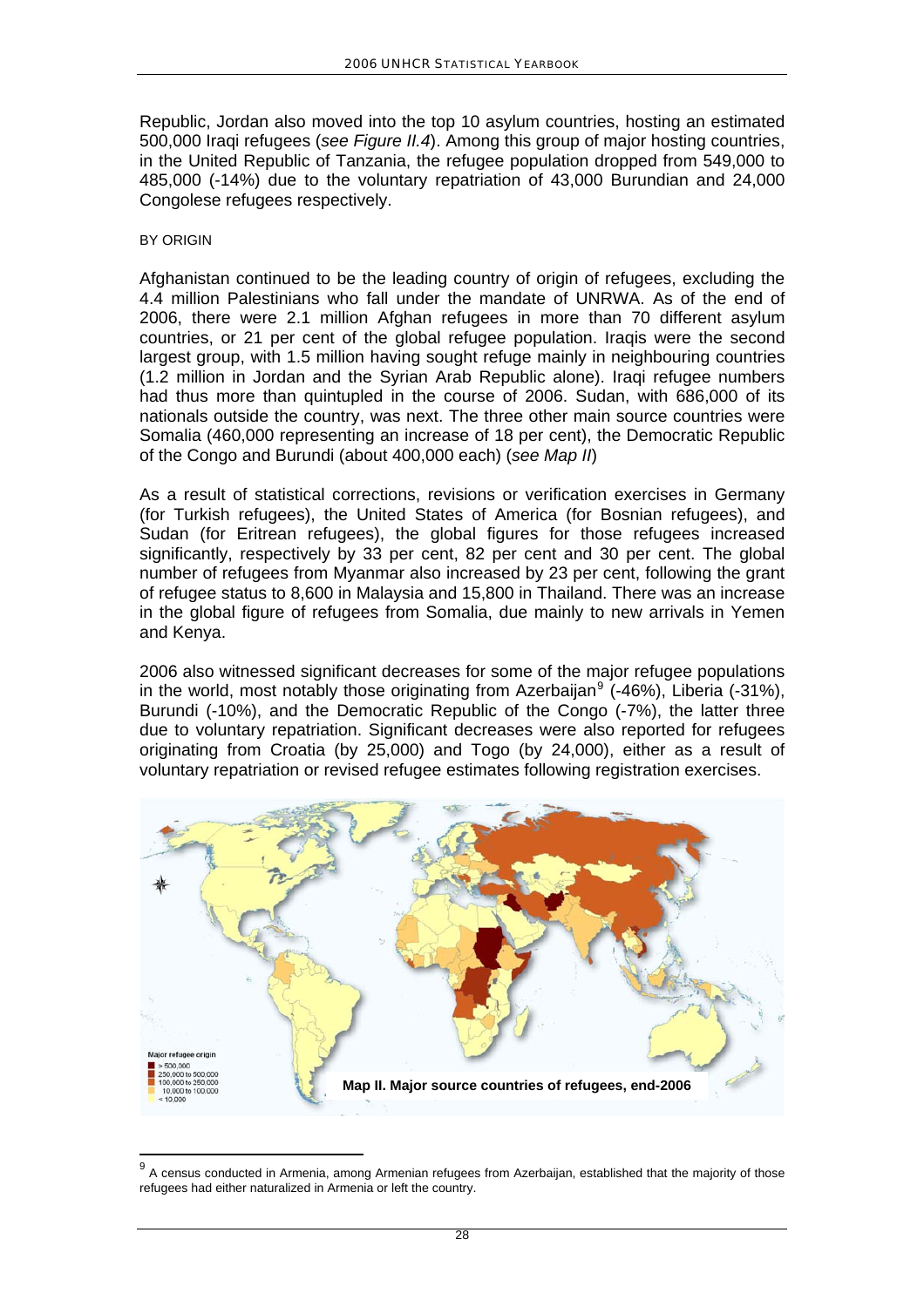Republic, Jordan also moved into the top 10 asylum countries, hosting an estimated 500,000 Iraqi refugees (*see Figure II.4*). Among this group of major hosting countries, in the United Republic of Tanzania, the refugee population dropped from 549,000 to 485,000 (-14%) due to the voluntary repatriation of 43,000 Burundian and 24,000 Congolese refugees respectively.

BY ORIGIN

Afghanistan continued to be the leading country of origin of refugees, excluding the 4.4 million Palestinians who fall under the mandate of UNRWA. As of the end of 2006, there were 2.1 million Afghan refugees in more than 70 different asylum countries, or 21 per cent of the global refugee population. Iraqis were the second largest group, with 1.5 million having sought refuge mainly in neighbouring countries (1.2 million in Jordan and the Syrian Arab Republic alone). Iraqi refugee numbers had thus more than quintupled in the course of 2006. Sudan, with 686,000 of its nationals outside the country, was next. The three other main source countries were Somalia (460,000 representing an increase of 18 per cent), the Democratic Republic of the Congo and Burundi (about 400,000 each) (*see Map II*)

As a result of statistical corrections, revisions or verification exercises in Germany (for Turkish refugees), the United States of America (for Bosnian refugees), and Sudan (for Eritrean refugees), the global figures for those refugees increased significantly, respectively by 33 per cent, 82 per cent and 30 per cent. The global number of refugees from Myanmar also increased by 23 per cent, following the grant of refugee status to 8,600 in Malaysia and 15,800 in Thailand. There was an increase in the global figure of refugees from Somalia, due mainly to new arrivals in Yemen and Kenya.

2006 also witnessed significant decreases for some of the major refugee populations in the world, most notably those originating from Azerbaijan[9] (-46%), Liberia (-31%), Burundi (-10%), and the Democratic Republic of the Congo (-7%), the latter three due to voluntary repatriation. Significant decreases were also reported for refugees originating from Croatia (by 25,000) and Togo (by 24,000), either as a result of voluntary repatriation or revised refugee estimates following registration exercises.

Major refugee origin
- > 500,000
- 250,000 to 500,000
- 100,000 to 250,000
- 10,000 to 100,000
- < 10,000

**Map II. Major source countries of refugees, end-2006**

[9] A census conducted in Armenia, among Armenian refugees from Azerbaijan, established that the majority of those refugees had either naturalized in Armenia or left the country.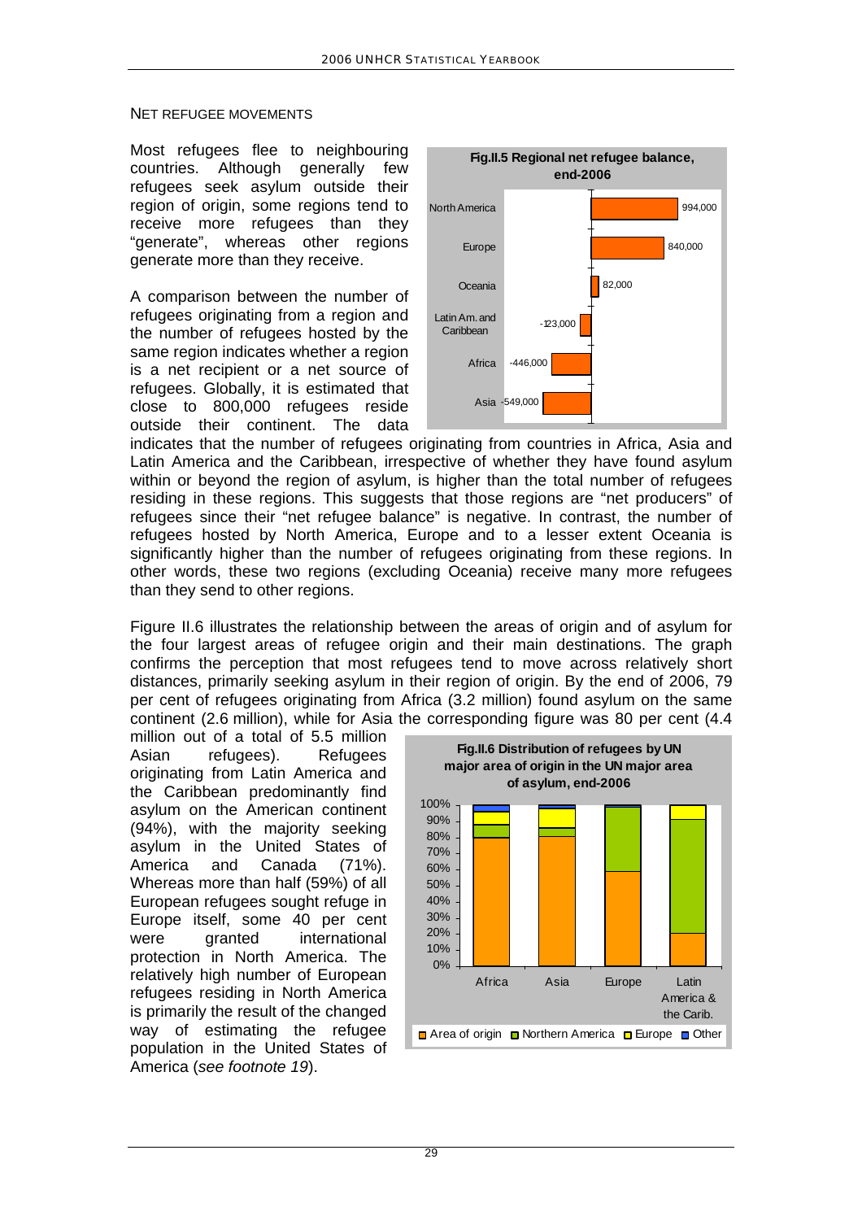## NET REFUGEE MOVEMENTS

Most refugees flee to neighbouring countries. Although generally few refugees seek asylum outside their region of origin, some regions tend to receive more refugees than they "generate", whereas other regions generate more than they receive.

A comparison between the number of refugees originating from a region and the number of refugees hosted by the same region indicates whether a region is a net recipient or a net source of refugees. Globally, it is estimated that close to 800,000 refugees reside outside their continent. The data indicates that the number of refugees originating from countries in Africa, Asia and Latin America and the Caribbean, irrespective of whether they have found asylum within or beyond the region of asylum, is higher than the total number of refugees residing in these regions. This suggests that those regions are "net producers" of refugees since their "net refugee balance" is negative. In contrast, the number of refugees hosted by North America, Europe and to a lesser extent Oceania is significantly higher than the number of refugees originating from these regions. In other words, these two regions (excluding Oceania) receive many more refugees than they send to other regions.

**Fig.II.5 Regional net refugee balance, end-2006**

| Region | Net refugee balance |
|---|---|
| North America | 994,000 |
| Europe | 840,000 |
| Oceania | 82,000 |
| Latin Am. and Caribbean | -123,000 |
| Africa | -446,000 |
| Asia | -549,000 |

Figure II.6 illustrates the relationship between the areas of origin and of asylum for the four largest areas of refugee origin and their main destinations. The graph confirms the perception that most refugees tend to move across relatively short distances, primarily seeking asylum in their region of origin. By the end of 2006, 79 per cent of refugees originating from Africa (3.2 million) found asylum on the same continent (2.6 million), while for Asia the corresponding figure was 80 per cent (4.4 million out of a total of 5.5 million Asian refugees). Refugees originating from Latin America and the Caribbean predominantly find asylum on the American continent (94%), with the majority seeking asylum in the United States of America and Canada (71%). Whereas more than half (59%) of all European refugees sought refuge in Europe itself, some 40 per cent were granted international protection in North America. The relatively high number of European refugees residing in North America is primarily the result of the changed way of estimating the refugee population in the United States of America (*see footnote 19*).

**Fig.II.6 Distribution of refugees by UN major area of origin in the UN major area of asylum, end-2006**

(Stacked bar chart, 0%–100%, for Africa, Asia, Europe, Latin America & the Carib.; legend: Area of origin, Northern America, Europe, Other)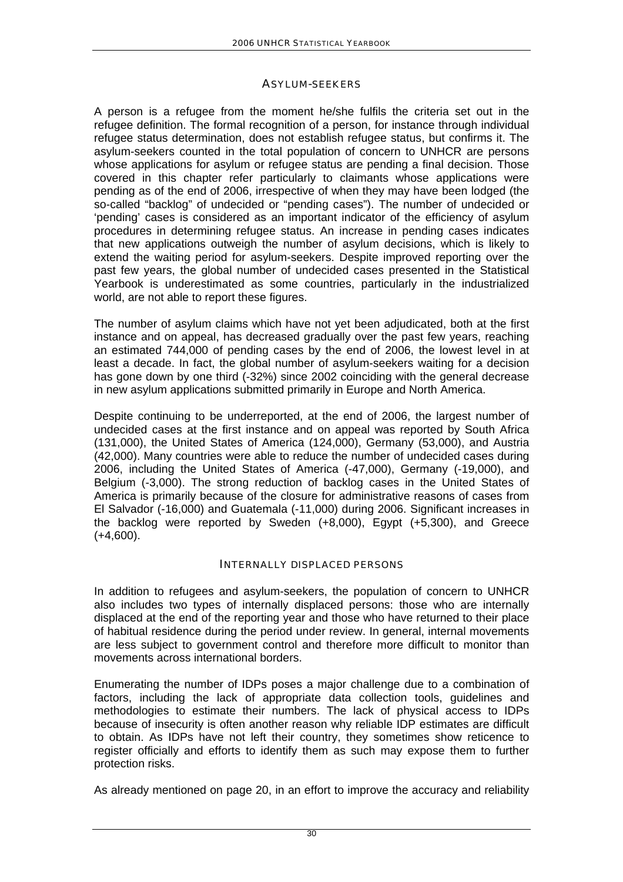## ASYLUM-SEEKERS

A person is a refugee from the moment he/she fulfils the criteria set out in the refugee definition. The formal recognition of a person, for instance through individual refugee status determination, does not establish refugee status, but confirms it. The asylum-seekers counted in the total population of concern to UNHCR are persons whose applications for asylum or refugee status are pending a final decision. Those covered in this chapter refer particularly to claimants whose applications were pending as of the end of 2006, irrespective of when they may have been lodged (the so-called "backlog" of undecided or "pending cases"). The number of undecided or 'pending' cases is considered as an important indicator of the efficiency of asylum procedures in determining refugee status. An increase in pending cases indicates that new applications outweigh the number of asylum decisions, which is likely to extend the waiting period for asylum-seekers. Despite improved reporting over the past few years, the global number of undecided cases presented in the Statistical Yearbook is underestimated as some countries, particularly in the industrialized world, are not able to report these figures.

The number of asylum claims which have not yet been adjudicated, both at the first instance and on appeal, has decreased gradually over the past few years, reaching an estimated 744,000 of pending cases by the end of 2006, the lowest level in at least a decade. In fact, the global number of asylum-seekers waiting for a decision has gone down by one third (-32%) since 2002 coinciding with the general decrease in new asylum applications submitted primarily in Europe and North America.

Despite continuing to be underreported, at the end of 2006, the largest number of undecided cases at the first instance and on appeal was reported by South Africa (131,000), the United States of America (124,000), Germany (53,000), and Austria (42,000). Many countries were able to reduce the number of undecided cases during 2006, including the United States of America (-47,000), Germany (-19,000), and Belgium (-3,000). The strong reduction of backlog cases in the United States of America is primarily because of the closure for administrative reasons of cases from El Salvador (-16,000) and Guatemala (-11,000) during 2006. Significant increases in the backlog were reported by Sweden (+8,000), Egypt (+5,300), and Greece (+4,600).

## INTERNALLY DISPLACED PERSONS

In addition to refugees and asylum-seekers, the population of concern to UNHCR also includes two types of internally displaced persons: those who are internally displaced at the end of the reporting year and those who have returned to their place of habitual residence during the period under review. In general, internal movements are less subject to government control and therefore more difficult to monitor than movements across international borders.

Enumerating the number of IDPs poses a major challenge due to a combination of factors, including the lack of appropriate data collection tools, guidelines and methodologies to estimate their numbers. The lack of physical access to IDPs because of insecurity is often another reason why reliable IDP estimates are difficult to obtain. As IDPs have not left their country, they sometimes show reticence to register officially and efforts to identify them as such may expose them to further protection risks.

As already mentioned on page 20, in an effort to improve the accuracy and reliability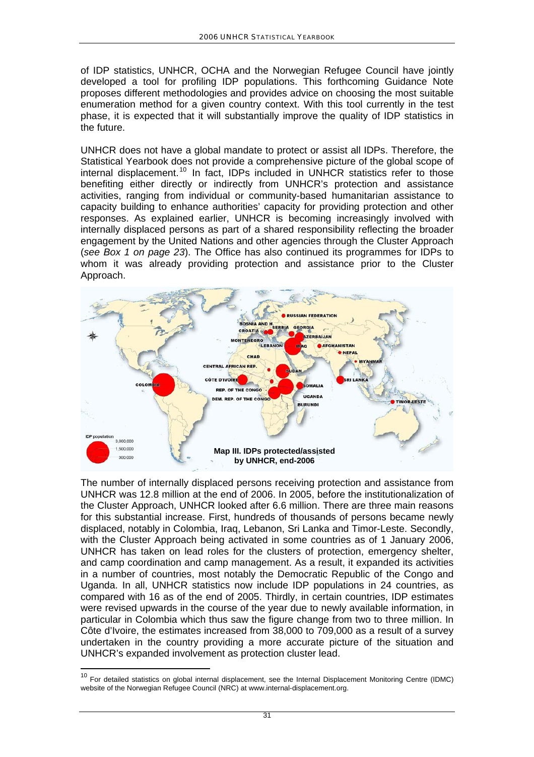of IDP statistics, UNHCR, OCHA and the Norwegian Refugee Council have jointly developed a tool for profiling IDP populations. This forthcoming Guidance Note proposes different methodologies and provides advice on choosing the most suitable enumeration method for a given country context. With this tool currently in the test phase, it is expected that it will substantially improve the quality of IDP statistics in the future.

UNHCR does not have a global mandate to protect or assist all IDPs. Therefore, the Statistical Yearbook does not provide a comprehensive picture of the global scope of internal displacement.[10] In fact, IDPs included in UNHCR statistics refer to those benefiting either directly or indirectly from UNHCR's protection and assistance activities, ranging from individual or community-based humanitarian assistance to capacity building to enhance authorities' capacity for providing protection and other responses. As explained earlier, UNHCR is becoming increasingly involved with internally displaced persons as part of a shared responsibility reflecting the broader engagement by the United Nations and other agencies through the Cluster Approach (*see Box 1 on page 23*). The Office has also continued its programmes for IDPs to whom it was already providing protection and assistance prior to the Cluster Approach.

**Map III. IDPs protected/assisted by UNHCR, end-2006**

The number of internally displaced persons receiving protection and assistance from UNHCR was 12.8 million at the end of 2006. In 2005, before the institutionalization of the Cluster Approach, UNHCR looked after 6.6 million. There are three main reasons for this substantial increase. First, hundreds of thousands of persons became newly displaced, notably in Colombia, Iraq, Lebanon, Sri Lanka and Timor-Leste. Secondly, with the Cluster Approach being activated in some countries as of 1 January 2006, UNHCR has taken on lead roles for the clusters of protection, emergency shelter, and camp coordination and camp management. As a result, it expanded its activities in a number of countries, most notably the Democratic Republic of the Congo and Uganda. In all, UNHCR statistics now include IDP populations in 24 countries, as compared with 16 as of the end of 2005. Thirdly, in certain countries, IDP estimates were revised upwards in the course of the year due to newly available information, in particular in Colombia which thus saw the figure change from two to three million. In Côte d'Ivoire, the estimates increased from 38,000 to 709,000 as a result of a survey undertaken in the country providing a more accurate picture of the situation and UNHCR's expanded involvement as protection cluster lead.

[10] For detailed statistics on global internal displacement, see the Internal Displacement Monitoring Centre (IDMC) website of the Norwegian Refugee Council (NRC) at www.internal-displacement.org.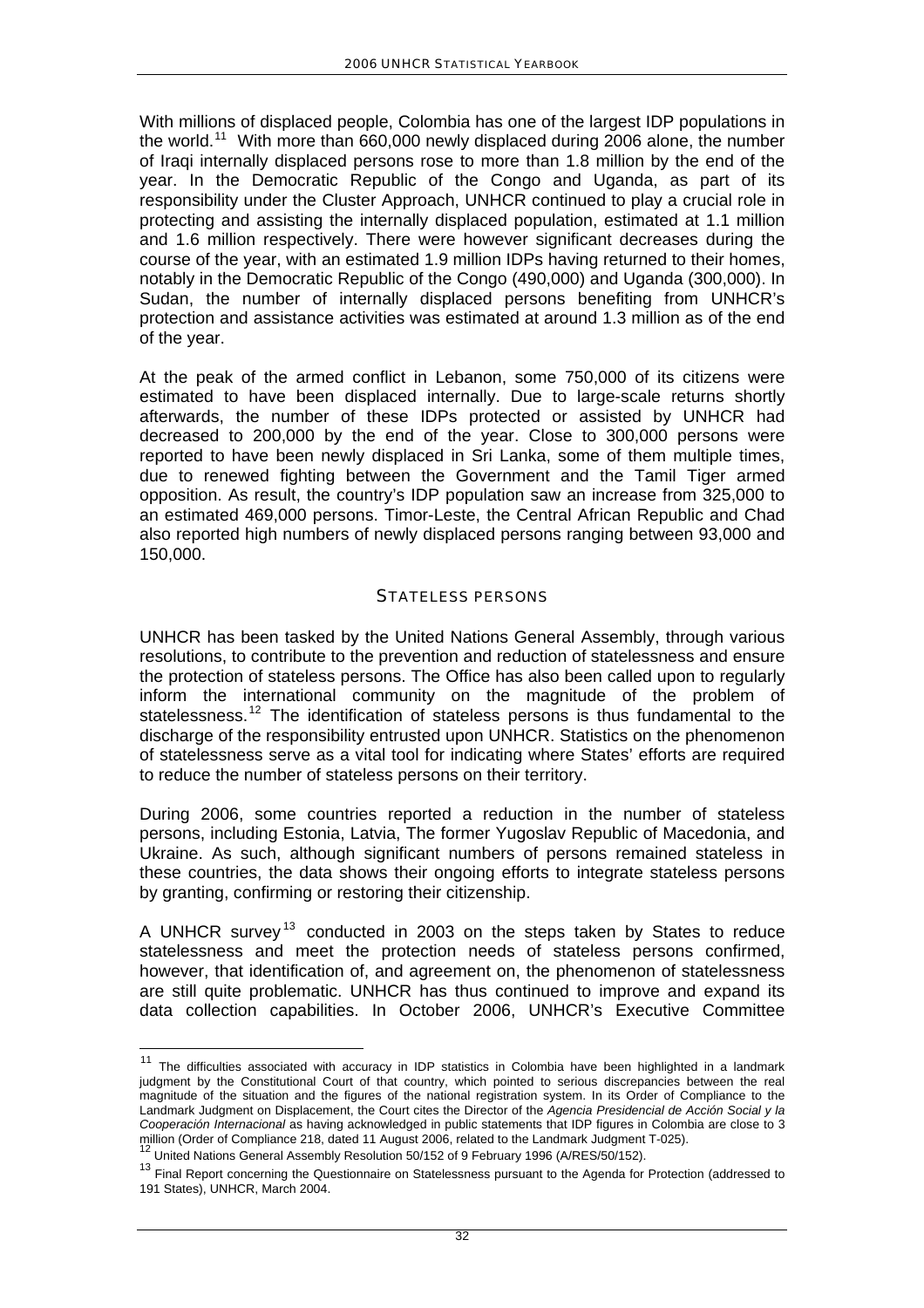With millions of displaced people, Colombia has one of the largest IDP populations in the world.[11] With more than 660,000 newly displaced during 2006 alone, the number of Iraqi internally displaced persons rose to more than 1.8 million by the end of the year. In the Democratic Republic of the Congo and Uganda, as part of its responsibility under the Cluster Approach, UNHCR continued to play a crucial role in protecting and assisting the internally displaced population, estimated at 1.1 million and 1.6 million respectively. There were however significant decreases during the course of the year, with an estimated 1.9 million IDPs having returned to their homes, notably in the Democratic Republic of the Congo (490,000) and Uganda (300,000). In Sudan, the number of internally displaced persons benefiting from UNHCR's protection and assistance activities was estimated at around 1.3 million as of the end of the year.

At the peak of the armed conflict in Lebanon, some 750,000 of its citizens were estimated to have been displaced internally. Due to large-scale returns shortly afterwards, the number of these IDPs protected or assisted by UNHCR had decreased to 200,000 by the end of the year. Close to 300,000 persons were reported to have been newly displaced in Sri Lanka, some of them multiple times, due to renewed fighting between the Government and the Tamil Tiger armed opposition. As result, the country's IDP population saw an increase from 325,000 to an estimated 469,000 persons. Timor-Leste, the Central African Republic and Chad also reported high numbers of newly displaced persons ranging between 93,000 and 150,000.

## STATELESS PERSONS

UNHCR has been tasked by the United Nations General Assembly, through various resolutions, to contribute to the prevention and reduction of statelessness and ensure the protection of stateless persons. The Office has also been called upon to regularly inform the international community on the magnitude of the problem of statelessness.[12] The identification of stateless persons is thus fundamental to the discharge of the responsibility entrusted upon UNHCR. Statistics on the phenomenon of statelessness serve as a vital tool for indicating where States' efforts are required to reduce the number of stateless persons on their territory.

During 2006, some countries reported a reduction in the number of stateless persons, including Estonia, Latvia, The former Yugoslav Republic of Macedonia, and Ukraine. As such, although significant numbers of persons remained stateless in these countries, the data shows their ongoing efforts to integrate stateless persons by granting, confirming or restoring their citizenship.

A UNHCR survey[13] conducted in 2003 on the steps taken by States to reduce statelessness and meet the protection needs of stateless persons confirmed, however, that identification of, and agreement on, the phenomenon of statelessness are still quite problematic. UNHCR has thus continued to improve and expand its data collection capabilities. In October 2006, UNHCR's Executive Committee

---

[11] The difficulties associated with accuracy in IDP statistics in Colombia have been highlighted in a landmark judgment by the Constitutional Court of that country, which pointed to serious discrepancies between the real magnitude of the situation and the figures of the national registration system. In its Order of Compliance to the Landmark Judgment on Displacement, the Court cites the Director of the *Agencia Presidencial de Acción Social y la Cooperación Internacional* as having acknowledged in public statements that IDP figures in Colombia are close to 3 million (Order of Compliance 218, dated 11 August 2006, related to the Landmark Judgment T-025).

[12] United Nations General Assembly Resolution 50/152 of 9 February 1996 (A/RES/50/152).

[13] Final Report concerning the Questionnaire on Statelessness pursuant to the Agenda for Protection (addressed to 191 States), UNHCR, March 2004.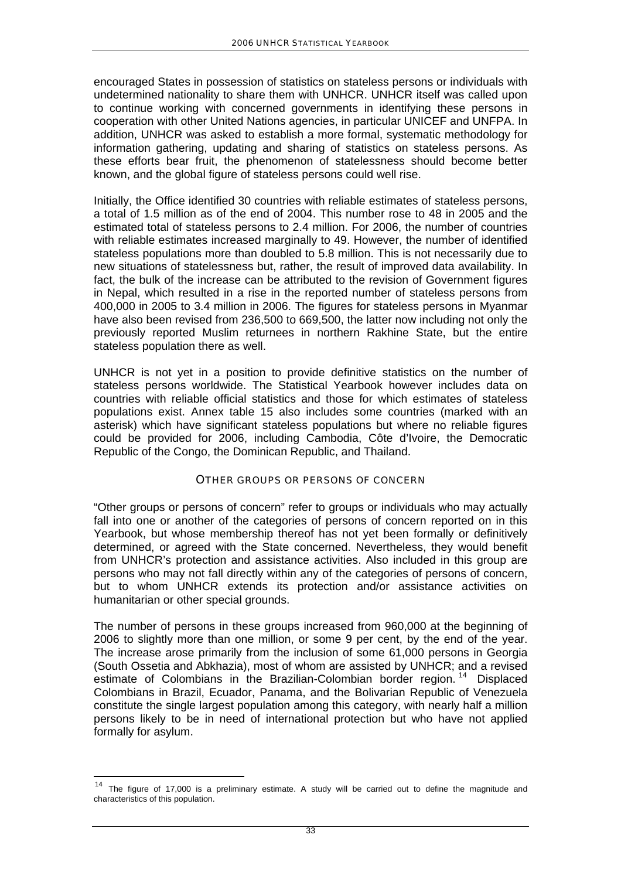encouraged States in possession of statistics on stateless persons or individuals with undetermined nationality to share them with UNHCR. UNHCR itself was called upon to continue working with concerned governments in identifying these persons in cooperation with other United Nations agencies, in particular UNICEF and UNFPA. In addition, UNHCR was asked to establish a more formal, systematic methodology for information gathering, updating and sharing of statistics on stateless persons. As these efforts bear fruit, the phenomenon of statelessness should become better known, and the global figure of stateless persons could well rise.

Initially, the Office identified 30 countries with reliable estimates of stateless persons, a total of 1.5 million as of the end of 2004. This number rose to 48 in 2005 and the estimated total of stateless persons to 2.4 million. For 2006, the number of countries with reliable estimates increased marginally to 49. However, the number of identified stateless populations more than doubled to 5.8 million. This is not necessarily due to new situations of statelessness but, rather, the result of improved data availability. In fact, the bulk of the increase can be attributed to the revision of Government figures in Nepal, which resulted in a rise in the reported number of stateless persons from 400,000 in 2005 to 3.4 million in 2006. The figures for stateless persons in Myanmar have also been revised from 236,500 to 669,500, the latter now including not only the previously reported Muslim returnees in northern Rakhine State, but the entire stateless population there as well.

UNHCR is not yet in a position to provide definitive statistics on the number of stateless persons worldwide. The Statistical Yearbook however includes data on countries with reliable official statistics and those for which estimates of stateless populations exist. Annex table 15 also includes some countries (marked with an asterisk) which have significant stateless populations but where no reliable figures could be provided for 2006, including Cambodia, Côte d'Ivoire, the Democratic Republic of the Congo, the Dominican Republic, and Thailand.

### OTHER GROUPS OR PERSONS OF CONCERN

"Other groups or persons of concern" refer to groups or individuals who may actually fall into one or another of the categories of persons of concern reported on in this Yearbook, but whose membership thereof has not yet been formally or definitively determined, or agreed with the State concerned. Nevertheless, they would benefit from UNHCR's protection and assistance activities. Also included in this group are persons who may not fall directly within any of the categories of persons of concern, but to whom UNHCR extends its protection and/or assistance activities on humanitarian or other special grounds.

The number of persons in these groups increased from 960,000 at the beginning of 2006 to slightly more than one million, or some 9 per cent, by the end of the year. The increase arose primarily from the inclusion of some 61,000 persons in Georgia (South Ossetia and Abkhazia), most of whom are assisted by UNHCR; and a revised estimate of Colombians in the Brazilian-Colombian border region.[14] Displaced Colombians in Brazil, Ecuador, Panama, and the Bolivarian Republic of Venezuela constitute the single largest population among this category, with nearly half a million persons likely to be in need of international protection but who have not applied formally for asylum.

---

[14] The figure of 17,000 is a preliminary estimate. A study will be carried out to define the magnitude and characteristics of this population.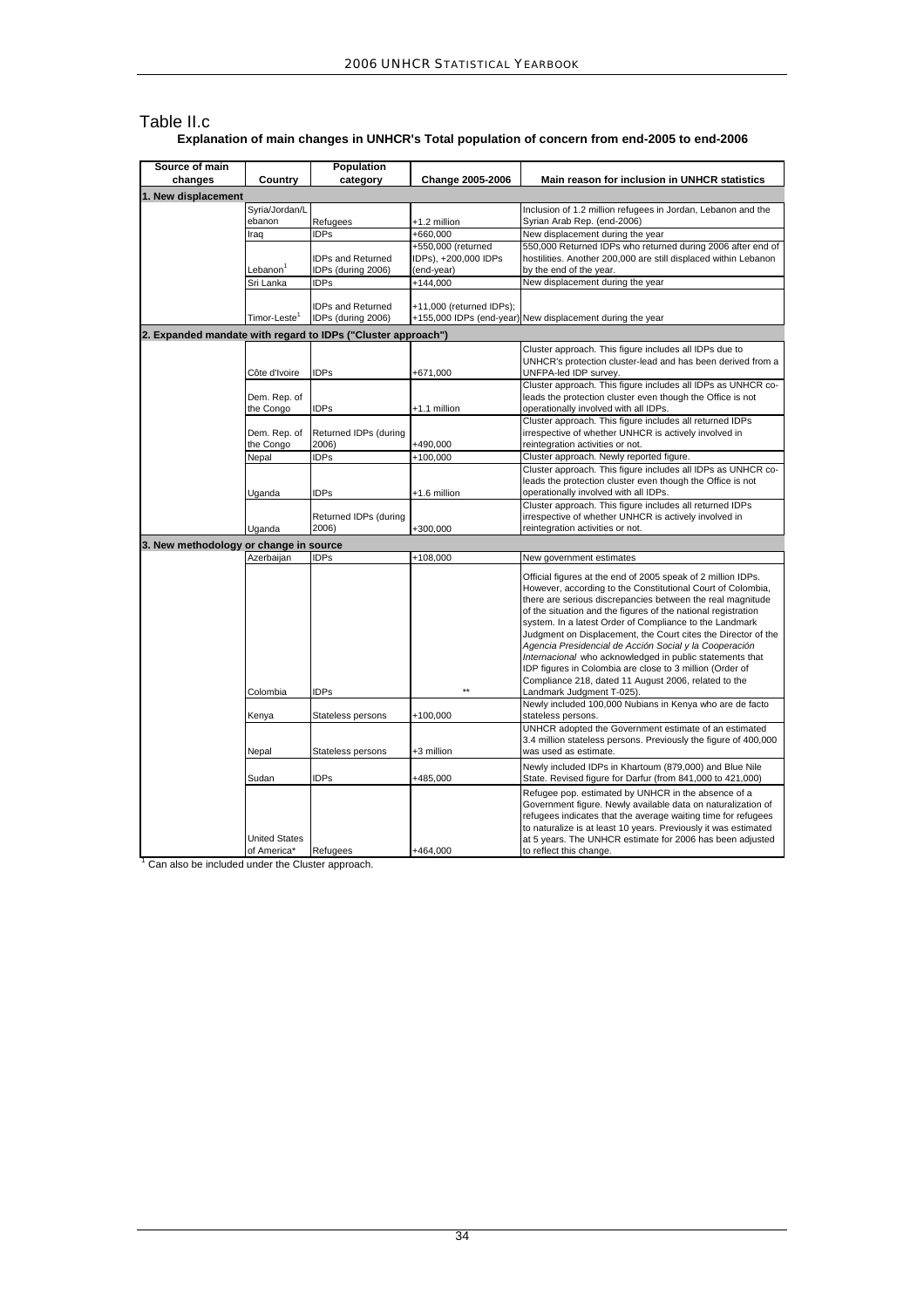# Table II.c

**Explanation of main changes in UNHCR's Total population of concern from end-2005 to end-2006**

| Source of main changes | Country | Population category | Change 2005-2006 | Main reason for inclusion in UNHCR statistics |
|---|---|---|---|---|
| **1. New displacement** | | | | |
| | Syria/Jordan/Lebanon | Refugees | +1.2 million | Inclusion of 1.2 million refugees in Jordan, Lebanon and the Syrian Arab Rep. (end-2006) |
| | Iraq | IDPs | +660,000 | New displacement during the year |
| | Lebanon[1] | IDPs and Returned IDPs (during 2006) | +550,000 (returned IDPs), +200,000 IDPs (end-year) | 550,000 Returned IDPs who returned during 2006 after end of hostilities. Another 200,000 are still displaced within Lebanon by the end of the year. |
| | Sri Lanka | IDPs | +144,000 | New displacement during the year |
| | Timor-Leste[1] | IDPs and Returned IDPs (during 2006) | +11,000 (returned IDPs); +155,000 IDPs (end-year) | New displacement during the year |
| **2. Expanded mandate with regard to IDPs ("Cluster approach")** | | | | |
| | Côte d'Ivoire | IDPs | +671,000 | Cluster approach. This figure includes all IDPs due to UNHCR's protection cluster-lead and has been derived from a UNFPA-led IDP survey. |
| | Dem. Rep. of the Congo | IDPs | +1.1 million | Cluster approach. This figure includes all IDPs as UNHCR co-leads the protection cluster even though the Office is not operationally involved with all IDPs. |
| | Dem. Rep. of the Congo | Returned IDPs (during 2006) | +490,000 | Cluster approach. This figure includes all returned IDPs irrespective of whether UNHCR is actively involved in reintegration activities or not. |
| | Nepal | IDPs | +100,000 | Cluster approach. Newly reported figure. |
| | Uganda | IDPs | +1.6 million | Cluster approach. This figure includes all IDPs as UNHCR co-leads the protection cluster even though the Office is not operationally involved with all IDPs. |
| | Uganda | Returned IDPs (during 2006) | +300,000 | Cluster approach. This figure includes all returned IDPs irrespective of whether UNHCR is actively involved in reintegration activities or not. |
| **3. New methodology or change in source** | | | | |
| | Azerbaijan | IDPs | +108,000 | New government estimates |
| | Colombia | IDPs | ** | Official figures at the end of 2005 speak of 2 million IDPs. However, according to the Constitutional Court of Colombia, there are serious discrepancies between the real magnitude of the situation and the figures of the national registration system. In a latest Order of Compliance to the Landmark Judgment on Displacement, the Court cites the Director of the *Agencia Presidencial de Acción Social y la Cooperación Internacional* who acknowledged in public statements that IDP figures in Colombia are close to 3 million (Order of Compliance 218, dated 11 August 2006, related to the Landmark Judgment T-025). |
| | Kenya | Stateless persons | +100,000 | Newly included 100,000 Nubians in Kenya who are de facto stateless persons. |
| | Nepal | Stateless persons | +3 million | UNHCR adopted the Government estimate of an estimated 3.4 million stateless persons. Previously the figure of 400,000 was used as estimate. |
| | Sudan | IDPs | +485,000 | Newly included IDPs in Khartoum (879,000) and Blue Nile State. Revised figure for Darfur (from 841,000 to 421,000) |
| | United States of America* | Refugees | +464,000 | Refugee pop. estimated by UNHCR in the absence of a Government figure. Newly available data on naturalization of refugees indicates that the average waiting time for refugees to naturalize is at least 10 years. Previously it was estimated at 5 years. The UNHCR estimate for 2006 has been adjusted to reflect this change. |

[1] Can also be included under the Cluster approach.